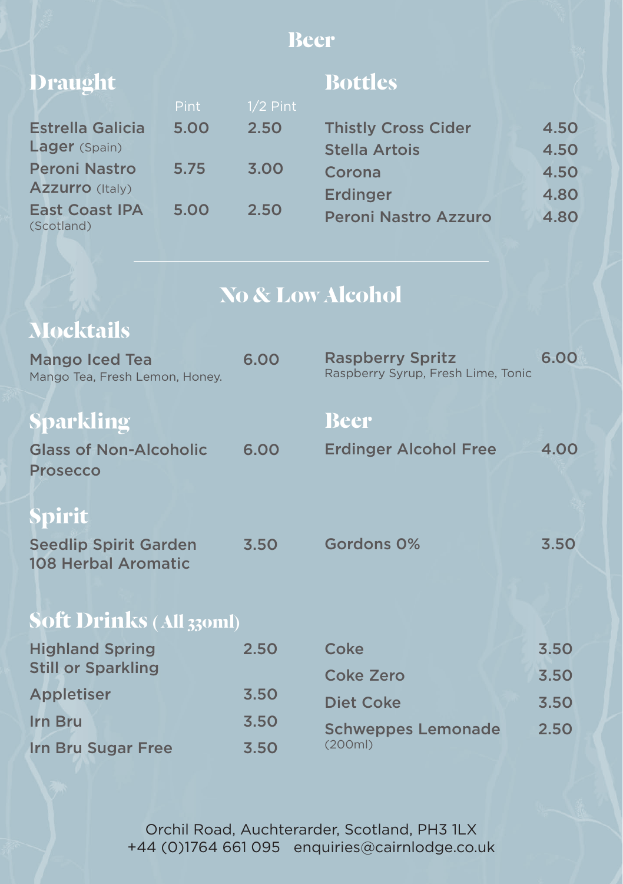# Beer

## Draught

| | Pint | 1/2 Pint |
|---|---|---|
| Estrella Galicia Lager (Spain) | 5.00 | 2.50 |
| Peroni Nastro Azzurro (Italy) | 5.75 | 3.00 |
| East Coast IPA (Scotland) | 5.00 | 2.50 |

## Bottles

| | |
|---|---|
| Thistly Cross Cider | 4.50 |
| Stella Artois | 4.50 |
| Corona | 4.50 |
| Erdinger | 4.80 |
| Peroni Nastro Azzuro | 4.80 |

# No & Low Alcohol

## Mocktails

**Mango Iced Tea** 6.00
Mango Tea, Fresh Lemon, Honey.

**Raspberry Spritz** 6.00
Raspberry Syrup, Fresh Lime, Tonic

## Sparkling

**Glass of Non-Alcoholic Prosecco** 6.00

## Beer

**Erdinger Alcohol Free** 4.00

## Spirit

**Seedlip Spirit Garden 108 Herbal Aromatic** 3.50

**Gordons 0%** 3.50

## Soft Drinks (All 330ml)

| | |
|---|---|
| Highland Spring Still or Sparkling | 2.50 |
| Appletiser | 3.50 |
| Irn Bru | 3.50 |
| Irn Bru Sugar Free | 3.50 |
| Coke | 3.50 |
| Coke Zero | 3.50 |
| Diet Coke | 3.50 |
| Schweppes Lemonade (200ml) | 2.50 |

Orchil Road, Auchterarder, Scotland, PH3 1LX
+44 (0)1764 661 095 enquiries@cairnlodge.co.uk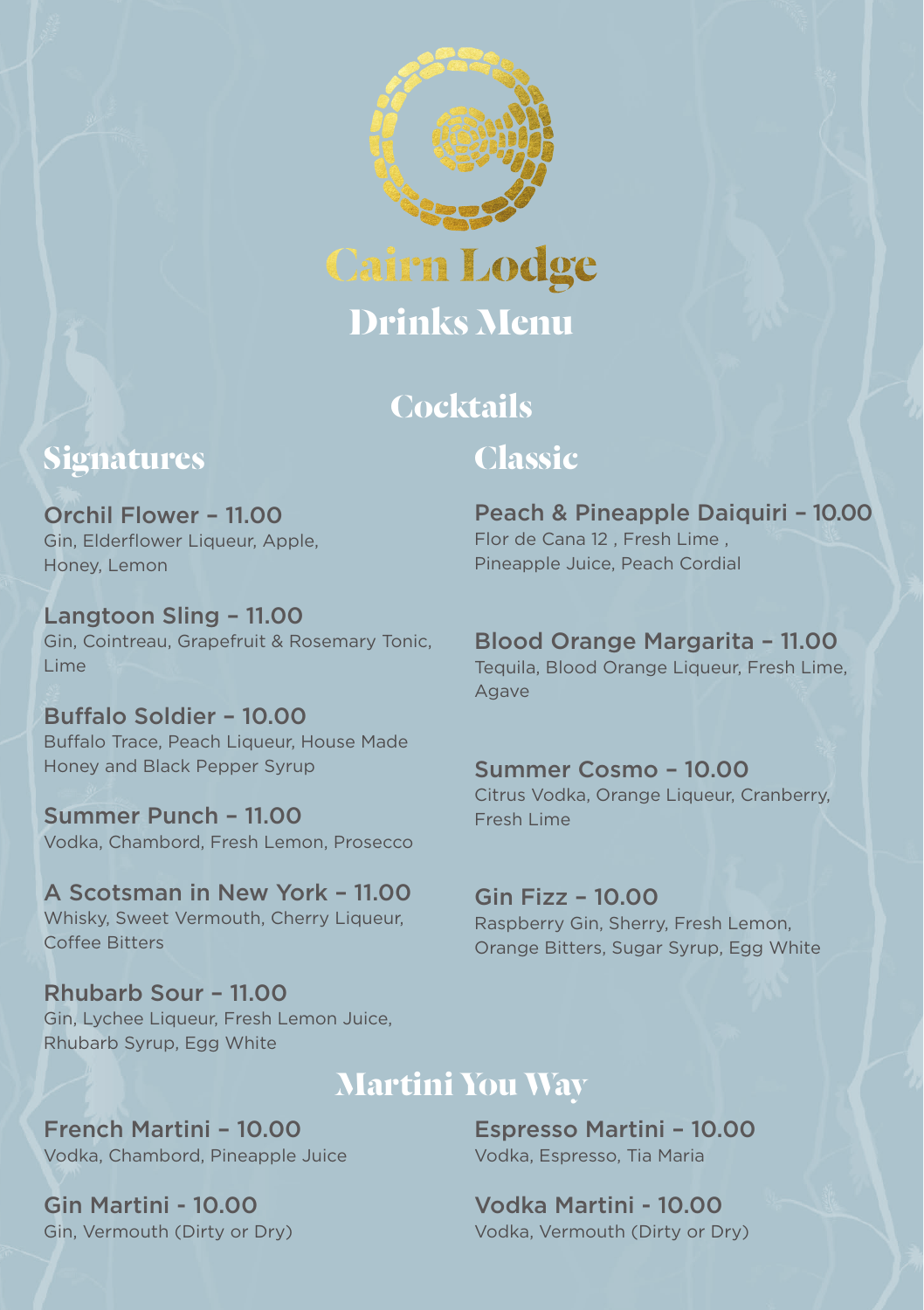# Cairn Lodge

## Drinks Menu

## Cocktails

### Signatures

**Orchil Flower – 11.00**
Gin, Elderflower Liqueur, Apple, Honey, Lemon

**Langtoon Sling – 11.00**
Gin, Cointreau, Grapefruit & Rosemary Tonic, Lime

**Buffalo Soldier – 10.00**
Buffalo Trace, Peach Liqueur, House Made Honey and Black Pepper Syrup

**Summer Punch – 11.00**
Vodka, Chambord, Fresh Lemon, Prosecco

**A Scotsman in New York – 11.00**
Whisky, Sweet Vermouth, Cherry Liqueur, Coffee Bitters

**Rhubarb Sour – 11.00**
Gin, Lychee Liqueur, Fresh Lemon Juice, Rhubarb Syrup, Egg White

### Classic

**Peach & Pineapple Daiquiri – 10.00**
Flor de Cana 12 , Fresh Lime , Pineapple Juice, Peach Cordial

**Blood Orange Margarita – 11.00**
Tequila, Blood Orange Liqueur, Fresh Lime, Agave

**Summer Cosmo – 10.00**
Citrus Vodka, Orange Liqueur, Cranberry, Fresh Lime

**Gin Fizz – 10.00**
Raspberry Gin, Sherry, Fresh Lemon, Orange Bitters, Sugar Syrup, Egg White

## Martini You Way

**French Martini – 10.00**
Vodka, Chambord, Pineapple Juice

**Gin Martini - 10.00**
Gin, Vermouth (Dirty or Dry)

**Espresso Martini – 10.00**
Vodka, Espresso, Tia Maria

**Vodka Martini - 10.00**
Vodka, Vermouth (Dirty or Dry)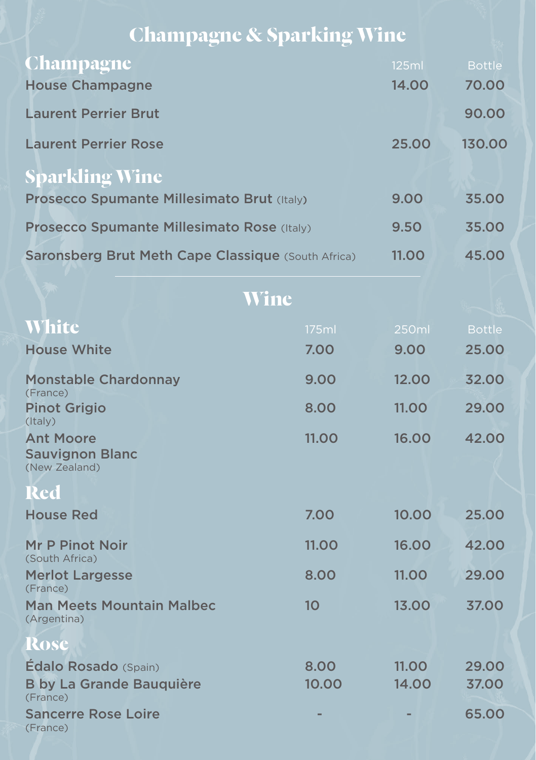# Champagne & Sparking Wine

## Champagne

| | 125ml | Bottle |
|---|---|---|
| House Champagne | 14.00 | 70.00 |
| Laurent Perrier Brut | | 90.00 |
| Laurent Perrier Rose | 25.00 | 130.00 |

## Sparkling Wine

| | 125ml | Bottle |
|---|---|---|
| Prosecco Spumante Millesimato Brut (Italy) | 9.00 | 35.00 |
| Prosecco Spumante Millesimato Rose (Italy) | 9.50 | 35.00 |
| Saronsberg Brut Meth Cape Classique (South Africa) | 11.00 | 45.00 |

# Wine

## White

| | 175ml | 250ml | Bottle |
|---|---|---|---|
| House White | 7.00 | 9.00 | 25.00 |
| Monstable Chardonnay (France) | 9.00 | 12.00 | 32.00 |
| Pinot Grigio (Italy) | 8.00 | 11.00 | 29.00 |
| Ant Moore Sauvignon Blanc (New Zealand) | 11.00 | 16.00 | 42.00 |

## Red

| | 175ml | 250ml | Bottle |
|---|---|---|---|
| House Red | 7.00 | 10.00 | 25.00 |
| Mr P Pinot Noir (South Africa) | 11.00 | 16.00 | 42.00 |
| Merlot Largesse (France) | 8.00 | 11.00 | 29.00 |
| Man Meets Mountain Malbec (Argentina) | 10 | 13.00 | 37.00 |

## Rose

| | 175ml | 250ml | Bottle |
|---|---|---|---|
| Édalo Rosado (Spain) | 8.00 | 11.00 | 29.00 |
| B by La Grande Bauquière (France) | 10.00 | 14.00 | 37.00 |
| Sancerre Rose Loire (France) | - | - | 65.00 |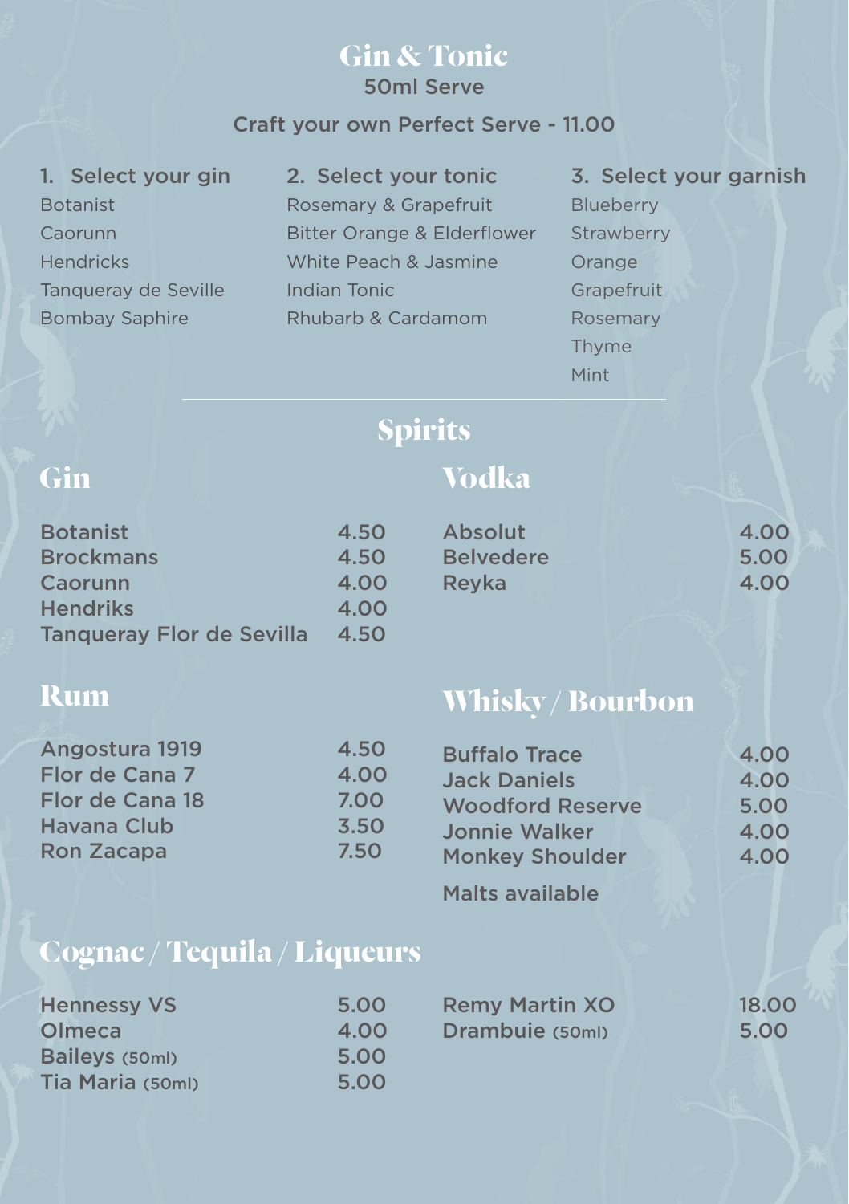# Gin & Tonic

50ml Serve

Craft your own Perfect Serve - 11.00

### 1. Select your gin

- Botanist
- Caorunn
- Hendricks
- Tanqueray de Seville
- Bombay Saphire

### 2. Select your tonic

- Rosemary & Grapefruit
- Bitter Orange & Elderflower
- White Peach & Jasmine
- Indian Tonic
- Rhubarb & Cardamom

### 3. Select your garnish

- Blueberry
- Strawberry
- Orange
- Grapefruit
- Rosemary
- Thyme
- Mint

# Spirits

## Gin

| | |
|---|---|
| Botanist | 4.50 |
| Brockmans | 4.50 |
| Caorunn | 4.00 |
| Hendriks | 4.00 |
| Tanqueray Flor de Sevilla | 4.50 |

## Vodka

| | |
|---|---|
| Absolut | 4.00 |
| Belvedere | 5.00 |
| Reyka | 4.00 |

## Rum

| | |
|---|---|
| Angostura 1919 | 4.50 |
| Flor de Cana 7 | 4.00 |
| Flor de Cana 18 | 7.00 |
| Havana Club | 3.50 |
| Ron Zacapa | 7.50 |

## Whisky / Bourbon

| | |
|---|---|
| Buffalo Trace | 4.00 |
| Jack Daniels | 4.00 |
| Woodford Reserve | 5.00 |
| Jonnie Walker | 4.00 |
| Monkey Shoulder | 4.00 |

Malts available

## Cognac / Tequila / Liqueurs

| | |
|---|---|
| Hennessy VS | 5.00 |
| Olmeca | 4.00 |
| Baileys (50ml) | 5.00 |
| Tia Maria (50ml) | 5.00 |
| Remy Martin XO | 18.00 |
| Drambuie (50ml) | 5.00 |